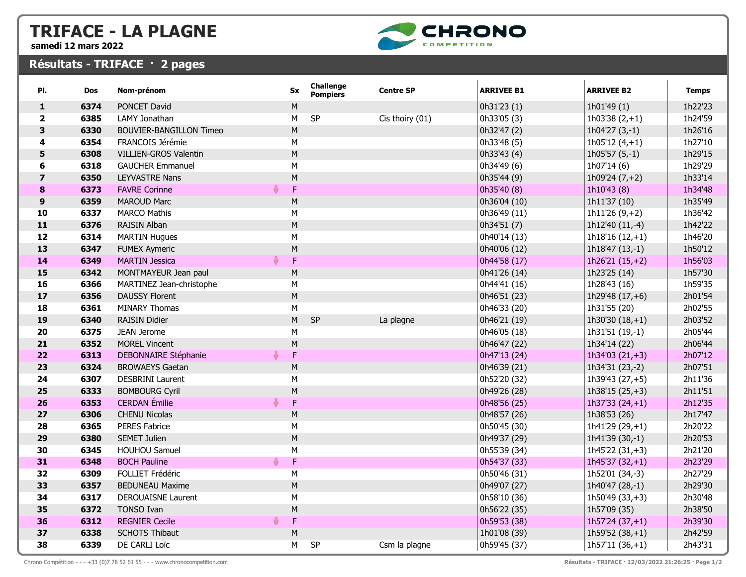# TRIFACE - LA PLAGNE

**samedi 12 mars 2022**

## Résultats - TRIFACE · 2 pages

| Pl. | Dos | Nom-prénom | Sx | Challenge Pompiers | Centre SP | ARRIVEE B1 | ARRIVEE B2 | Temps |
|---|---|---|---|---|---|---|---|---|
| **1** | **6374** | PONCET David | M | | | 0h31'23 (1) | 1h01'49 (1) | 1h22'23 |
| **2** | **6385** | LAMY Jonathan | M | SP | Cis thoiry (01) | 0h33'05 (3) | 1h03'38 (2,+1) | 1h24'59 |
| **3** | **6330** | BOUVIER-BANGILLON Timeo | M | | | 0h32'47 (2) | 1h04'27 (3,-1) | 1h26'16 |
| **4** | **6354** | FRANCOIS Jérémie | M | | | 0h33'48 (5) | 1h05'12 (4,+1) | 1h27'10 |
| **5** | **6308** | VILLIEN-GROS Valentin | M | | | 0h33'43 (4) | 1h05'57 (5,-1) | 1h29'15 |
| **6** | **6318** | GAUCHER Emmanuel | M | | | 0h34'49 (6) | 1h07'14 (6) | 1h29'29 |
| **7** | **6350** | LEYVASTRE Nans | M | | | 0h35'44 (9) | 1h09'24 (7,+2) | 1h33'14 |
| **8** | **6373** | FAVRE Corinne | F | | | 0h35'40 (8) | 1h10'43 (8) | 1h34'48 |
| **9** | **6359** | MAROUD Marc | M | | | 0h36'04 (10) | 1h11'37 (10) | 1h35'49 |
| **10** | **6337** | MARCO Mathis | M | | | 0h36'49 (11) | 1h11'26 (9,+2) | 1h36'42 |
| **11** | **6376** | RAISIN Alban | M | | | 0h34'51 (7) | 1h12'40 (11,-4) | 1h42'22 |
| **12** | **6314** | MARTIN Hugues | M | | | 0h40'14 (13) | 1h18'16 (12,+1) | 1h46'20 |
| **13** | **6347** | FUMEX Aymeric | M | | | 0h40'06 (12) | 1h18'47 (13,-1) | 1h50'12 |
| **14** | **6349** | MARTIN Jessica | F | | | 0h44'58 (17) | 1h26'21 (15,+2) | 1h56'03 |
| **15** | **6342** | MONTMAYEUR Jean paul | M | | | 0h41'26 (14) | 1h23'25 (14) | 1h57'30 |
| **16** | **6366** | MARTINEZ Jean-christophe | M | | | 0h44'41 (16) | 1h28'43 (16) | 1h59'35 |
| **17** | **6356** | DAUSSY Florent | M | | | 0h46'51 (23) | 1h29'48 (17,+6) | 2h01'54 |
| **18** | **6361** | MINARY Thomas | M | | | 0h46'33 (20) | 1h31'55 (20) | 2h02'55 |
| **19** | **6340** | RAISIN Didier | M | SP | La plagne | 0h46'21 (19) | 1h30'30 (18,+1) | 2h03'52 |
| **20** | **6375** | JEAN Jerome | M | | | 0h46'05 (18) | 1h31'51 (19,-1) | 2h05'44 |
| **21** | **6352** | MOREL Vincent | M | | | 0h46'47 (22) | 1h34'14 (22) | 2h06'44 |
| **22** | **6313** | DEBONNAIRE Stéphanie | F | | | 0h47'13 (24) | 1h34'03 (21,+3) | 2h07'12 |
| **23** | **6324** | BROWAEYS Gaetan | M | | | 0h46'39 (21) | 1h34'31 (23,-2) | 2h07'51 |
| **24** | **6307** | DESBRINI Laurent | M | | | 0h52'20 (32) | 1h39'43 (27,+5) | 2h11'36 |
| **25** | **6333** | BOMBOURG Cyril | M | | | 0h49'26 (28) | 1h38'15 (25,+3) | 2h11'51 |
| **26** | **6353** | CERDAN Émilie | F | | | 0h48'56 (25) | 1h37'33 (24,+1) | 2h12'35 |
| **27** | **6306** | CHENU Nicolas | M | | | 0h48'57 (26) | 1h38'53 (26) | 2h17'47 |
| **28** | **6365** | PERES Fabrice | M | | | 0h50'45 (30) | 1h41'29 (29,+1) | 2h20'22 |
| **29** | **6380** | SEMET Julien | M | | | 0h49'37 (29) | 1h41'39 (30,-1) | 2h20'53 |
| **30** | **6345** | HOUHOU Samuel | M | | | 0h55'39 (34) | 1h45'22 (31,+3) | 2h21'20 |
| **31** | **6348** | BOCH Pauline | F | | | 0h54'37 (33) | 1h45'37 (32,+1) | 2h23'29 |
| **32** | **6309** | FOLLIET Frédéric | M | | | 0h50'46 (31) | 1h52'01 (34,-3) | 2h27'29 |
| **33** | **6357** | BEDUNEAU Maxime | M | | | 0h49'07 (27) | 1h40'47 (28,-1) | 2h29'30 |
| **34** | **6317** | DEROUAISNE Laurent | M | | | 0h58'10 (36) | 1h50'49 (33,+3) | 2h30'48 |
| **35** | **6372** | TONSO Ivan | M | | | 0h56'22 (35) | 1h57'09 (35) | 2h38'50 |
| **36** | **6312** | REGNIER Cecile | F | | | 0h59'53 (38) | 1h57'24 (37,+1) | 2h39'30 |
| **37** | **6338** | SCHOTS Thibaut | M | | | 1h01'08 (39) | 1h59'52 (38,+1) | 2h42'59 |
| **38** | **6339** | DE CARLI Loïc | M | SP | Csm la plagne | 0h59'45 (37) | 1h57'11 (36,+1) | 2h43'31 |

Chrono Compétition - - - +33 (0)7 78 52 61 55 - - - www.chronocompetition.com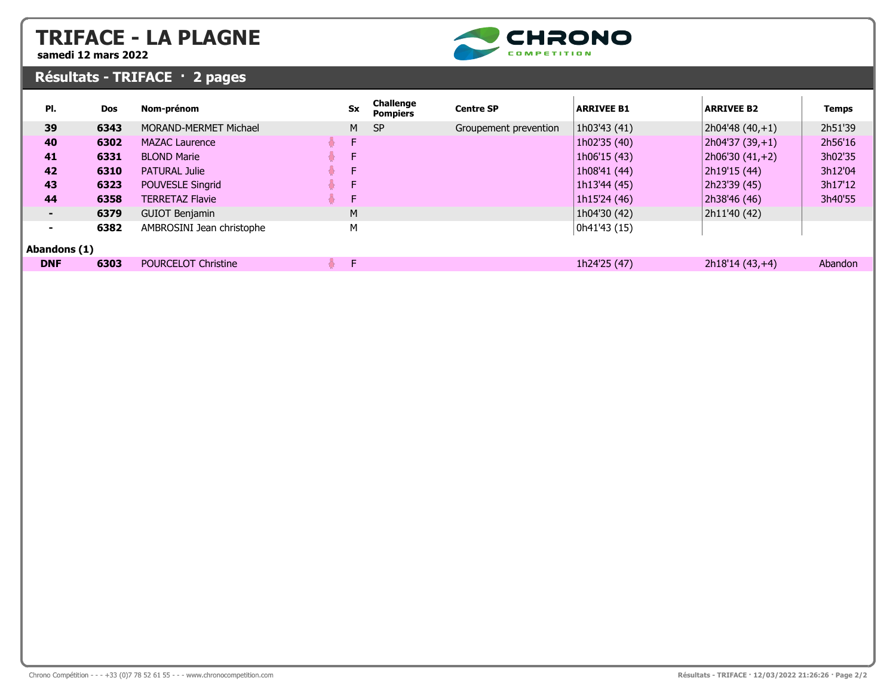# TRIFACE - LA PLAGNE

**samedi 12 mars 2022**

## Résultats - TRIFACE · 2 pages

| Pl. | Dos | Nom-prénom | Sx | Challenge Pompiers | Centre SP | ARRIVEE B1 | ARRIVEE B2 | Temps |
|---|---|---|---|---|---|---|---|---|
| **39** | **6343** | MORAND-MERMET Michael | M | SP | Groupement prevention | 1h03'43 (41) | 2h04'48 (40,+1) | 2h51'39 |
| **40** | **6302** | MAZAC Laurence | F | | | 1h02'35 (40) | 2h04'37 (39,+1) | 2h56'16 |
| **41** | **6331** | BLOND Marie | F | | | 1h06'15 (43) | 2h06'30 (41,+2) | 3h02'35 |
| **42** | **6310** | PATURAL Julie | F | | | 1h08'41 (44) | 2h19'15 (44) | 3h12'04 |
| **43** | **6323** | POUVESLE Singrid | F | | | 1h13'44 (45) | 2h23'39 (45) | 3h17'12 |
| **44** | **6358** | TERRETAZ Flavie | F | | | 1h15'24 (46) | 2h38'46 (46) | 3h40'55 |
| **-** | **6379** | GUIOT Benjamin | M | | | 1h04'30 (42) | 2h11'40 (42) | |
| **-** | **6382** | AMBROSINI Jean christophe | M | | | 0h41'43 (15) | | |

**Abandons (1)**

| Pl. | Dos | Nom-prénom | Sx | Challenge Pompiers | Centre SP | ARRIVEE B1 | ARRIVEE B2 | Temps |
|---|---|---|---|---|---|---|---|---|
| **DNF** | **6303** | POURCELOT Christine | F | | | 1h24'25 (47) | 2h18'14 (43,+4) | Abandon |

Chrono Compétition - - - +33 (0)7 78 52 61 55 - - - www.chronocompetition.com

Résultats - TRIFACE · 12/03/2022 21:26:26